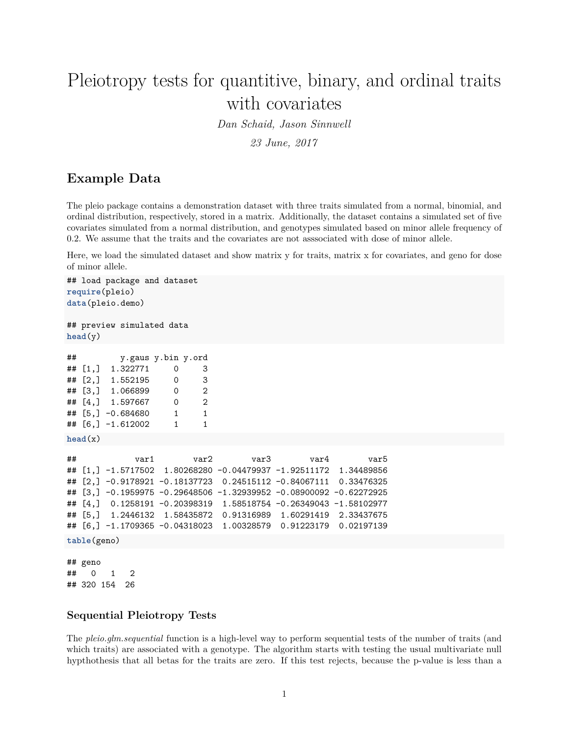# Pleiotropy tests for quantitive, binary, and ordinal traits with covariates

*Dan Schaid, Jason Sinnwell*

*23 June, 2017*

## Example Data

The pleio package contains a demonstration dataset with three traits simulated from a normal, binomial, and ordinal distribution, respectively, stored in a matrix. Additionally, the dataset contains a simulated set of five covariates simulated from a normal distribution, and genotypes simulated based on minor allele frequency of 0.2. We assume that the traits and the covariates are not asssociated with dose of minor allele.

Here, we load the simulated dataset and show matrix y for traits, matrix x for covariates, and geno for dose of minor allele.

```
## load package and dataset
require(pleio)
data(pleio.demo)

## preview simulated data
head(y)
```

```
##        y.gaus y.bin y.ord
## [1,]  1.322771     0     3
## [2,]  1.552195     0     3
## [3,]  1.066899     0     2
## [4,]  1.597667     0     2
## [5,] -0.684680     1     1
## [6,] -1.612002     1     1
```

```
head(x)
```

```
##            var1        var2        var3        var4        var5
## [1,] -1.5717502  1.80268280 -0.04479937 -1.92511172  1.34489856
## [2,] -0.9178921 -0.18137723  0.24515112 -0.84067111  0.33476325
## [3,] -0.1959975 -0.29648506 -1.32939952 -0.08900092 -0.62272925
## [4,]  0.1258191 -0.20398319  1.58518754 -0.26349043 -1.58102977
## [5,]  1.2446132  1.58435872  0.91316989  1.60291419  2.33437675
## [6,] -1.1709365 -0.04318023  1.00328579  0.91223179  0.02197139
```

```
table(geno)
```

```
## geno
##   0   1   2
## 320 154  26
```

### Sequential Pleiotropy Tests

The *pleio.glm.sequential* function is a high-level way to perform sequential tests of the number of traits (and which traits) are associated with a genotype. The algorithm starts with testing the usual multivariate null hypthothesis that all betas for the traits are zero. If this test rejects, because the p-value is less than a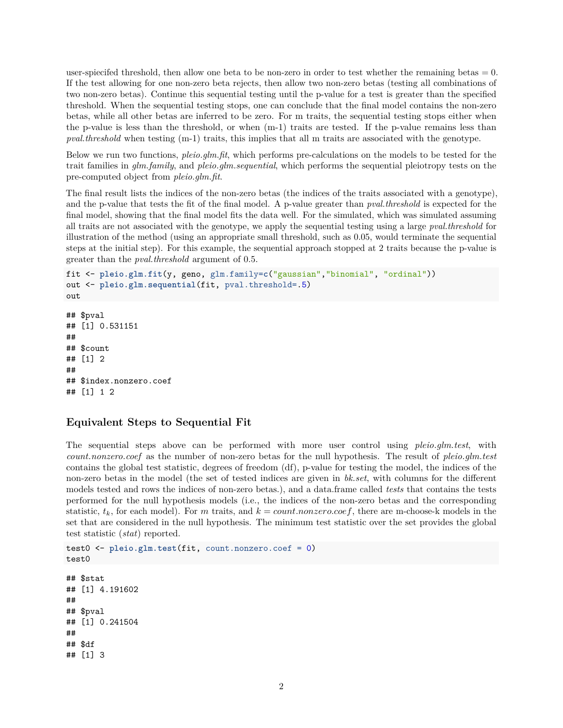user-spiecifed threshold, then allow one beta to be non-zero in order to test whether the remaining betas = 0. If the test allowing for one non-zero beta rejects, then allow two non-zero betas (testing all combinations of two non-zero betas). Continue this sequential testing until the p-value for a test is greater than the specified threshold. When the sequential testing stops, one can conclude that the final model contains the non-zero betas, while all other betas are inferred to be zero. For m traits, the sequential testing stops either when the p-value is less than the threshold, or when (m-1) traits are tested. If the p-value remains less than *pval.threshold* when testing (m-1) traits, this implies that all m traits are associated with the genotype.

Below we run two functions, *pleio.glm.fit*, which performs pre-calculations on the models to be tested for the trait families in *glm.family*, and *pleio.glm.sequential*, which performs the sequential pleiotropy tests on the pre-computed object from *pleio.glm.fit*.

The final result lists the indices of the non-zero betas (the indices of the traits associated with a genotype), and the p-value that tests the fit of the final model. A p-value greater than *pval.threshold* is expected for the final model, showing that the final model fits the data well. For the simulated, which was simulated assuming all traits are not associated with the genotype, we apply the sequential testing using a large *pval.threshold* for illustration of the method (using an appropriate small threshold, such as 0.05, would terminate the sequential steps at the initial step). For this example, the sequential approach stopped at 2 traits because the p-value is greater than the *pval.threshold* argument of 0.5.

```
fit <- pleio.glm.fit(y, geno, glm.family=c("gaussian","binomial", "ordinal"))
out <- pleio.glm.sequential(fit, pval.threshold=.5)
out
```

```
## $pval
## [1] 0.531151
##
## $count
## [1] 2
##
## $index.nonzero.coef
## [1] 1 2
```

### Equivalent Steps to Sequential Fit

The sequential steps above can be performed with more user control using *pleio.glm.test*, with *count.nonzero.coef* as the number of non-zero betas for the null hypothesis. The result of *pleio.glm.test* contains the global test statistic, degrees of freedom (df), p-value for testing the model, the indices of the non-zero betas in the model (the set of tested indices are given in *bk.set*, with columns for the different models tested and rows the indices of non-zero betas.), and a data.frame called *tests* that contains the tests performed for the null hypothesis models (i.e., the indices of the non-zero betas and the corresponding statistic, $t_k$, for each model). For $m$ traits, and $k = count.nonzero.coef$, there are m-choose-k models in the set that are considered in the null hypothesis. The minimum test statistic over the set provides the global test statistic (*stat*) reported.

```
test0 <- pleio.glm.test(fit, count.nonzero.coef = 0)
test0
```

```
## $stat
## [1] 4.191602
##
## $pval
## [1] 0.241504
##
## $df
## [1] 3
```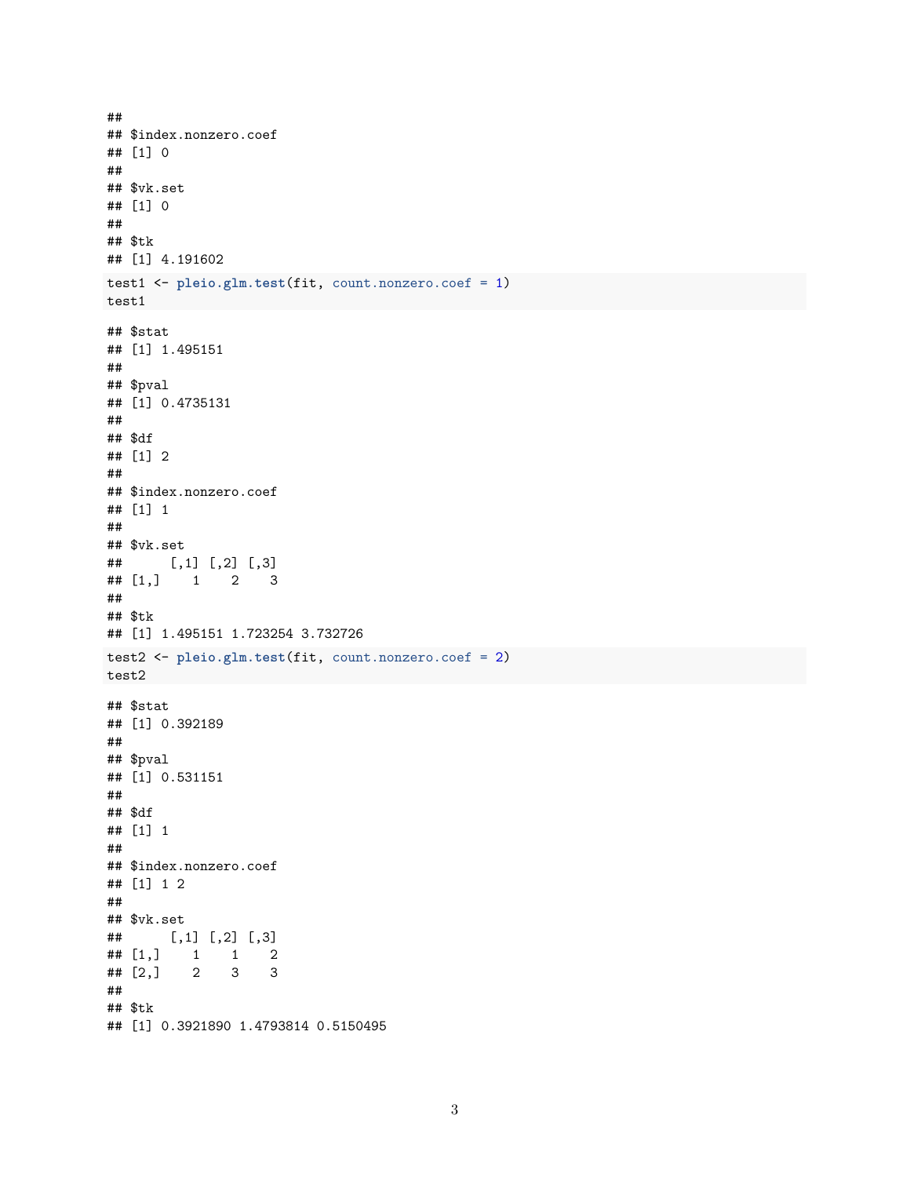```
##
## $index.nonzero.coef
## [1] 0
##
## $vk.set
## [1] 0
##
## $tk
## [1] 4.191602
```

```
test1 <- pleio.glm.test(fit, count.nonzero.coef = 1)
test1
```

```
## $stat
## [1] 1.495151
##
## $pval
## [1] 0.4735131
##
## $df
## [1] 2
##
## $index.nonzero.coef
## [1] 1
##
## $vk.set
##      [,1] [,2] [,3]
## [1,]    1    2    3
##
## $tk
## [1] 1.495151 1.723254 3.732726
```

```
test2 <- pleio.glm.test(fit, count.nonzero.coef = 2)
test2
```

```
## $stat
## [1] 0.392189
##
## $pval
## [1] 0.531151
##
## $df
## [1] 1
##
## $index.nonzero.coef
## [1] 1 2
##
## $vk.set
##      [,1] [,2] [,3]
## [1,]    1    1    2
## [2,]    2    3    3
##
## $tk
## [1] 0.3921890 1.4793814 0.5150495
```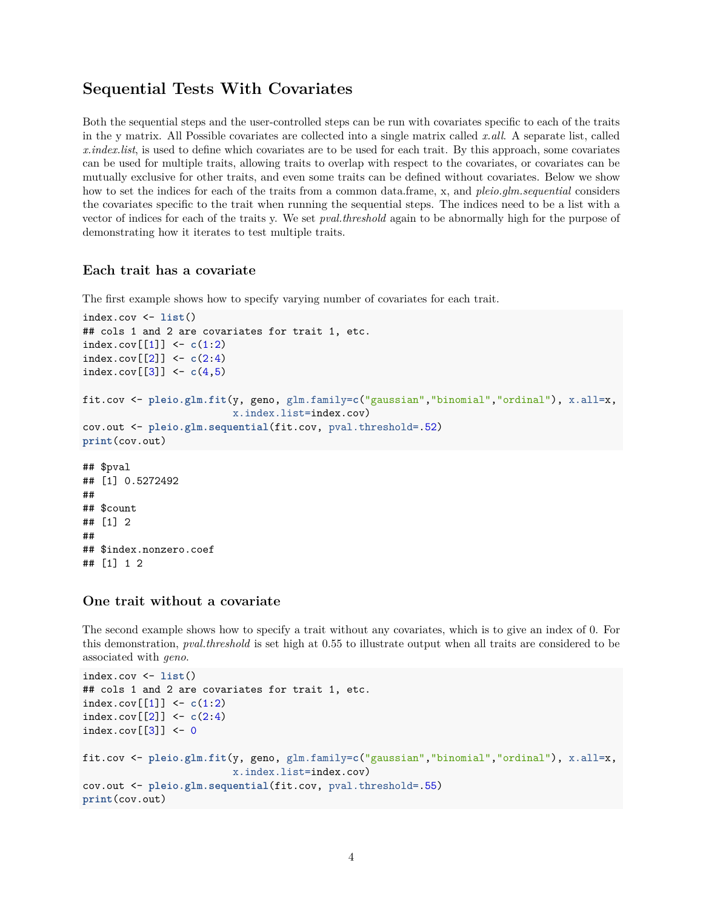## Sequential Tests With Covariates

Both the sequential steps and the user-controlled steps can be run with covariates specific to each of the traits in the y matrix. All Possible covariates are collected into a single matrix called *x.all*. A separate list, called *x.index.list*, is used to define which covariates are to be used for each trait. By this approach, some covariates can be used for multiple traits, allowing traits to overlap with respect to the covariates, or covariates can be mutually exclusive for other traits, and even some traits can be defined without covariates. Below we show how to set the indices for each of the traits from a common data.frame, x, and *pleio.glm.sequential* considers the covariates specific to the trait when running the sequential steps. The indices need to be a list with a vector of indices for each of the traits y. We set *pval.threshold* again to be abnormally high for the purpose of demonstrating how it iterates to test multiple traits.

### Each trait has a covariate

The first example shows how to specify varying number of covariates for each trait.

```
index.cov <- list()
## cols 1 and 2 are covariates for trait 1, etc.
index.cov[[1]] <- c(1:2)
index.cov[[2]] <- c(2:4)
index.cov[[3]] <- c(4,5)

fit.cov <- pleio.glm.fit(y, geno, glm.family=c("gaussian","binomial","ordinal"), x.all=x,
                         x.index.list=index.cov)
cov.out <- pleio.glm.sequential(fit.cov, pval.threshold=.52)
print(cov.out)
```

```
## $pval
## [1] 0.5272492
##
## $count
## [1] 2
##
## $index.nonzero.coef
## [1] 1 2
```

### One trait without a covariate

The second example shows how to specify a trait without any covariates, which is to give an index of 0. For this demonstration, *pval.threshold* is set high at 0.55 to illustrate output when all traits are considered to be associated with *geno*.

```
index.cov <- list()
## cols 1 and 2 are covariates for trait 1, etc.
index.cov[[1]] <- c(1:2)
index.cov[[2]] <- c(2:4)
index.cov[[3]] <- 0

fit.cov <- pleio.glm.fit(y, geno, glm.family=c("gaussian","binomial","ordinal"), x.all=x,
                         x.index.list=index.cov)
cov.out <- pleio.glm.sequential(fit.cov, pval.threshold=.55)
print(cov.out)
```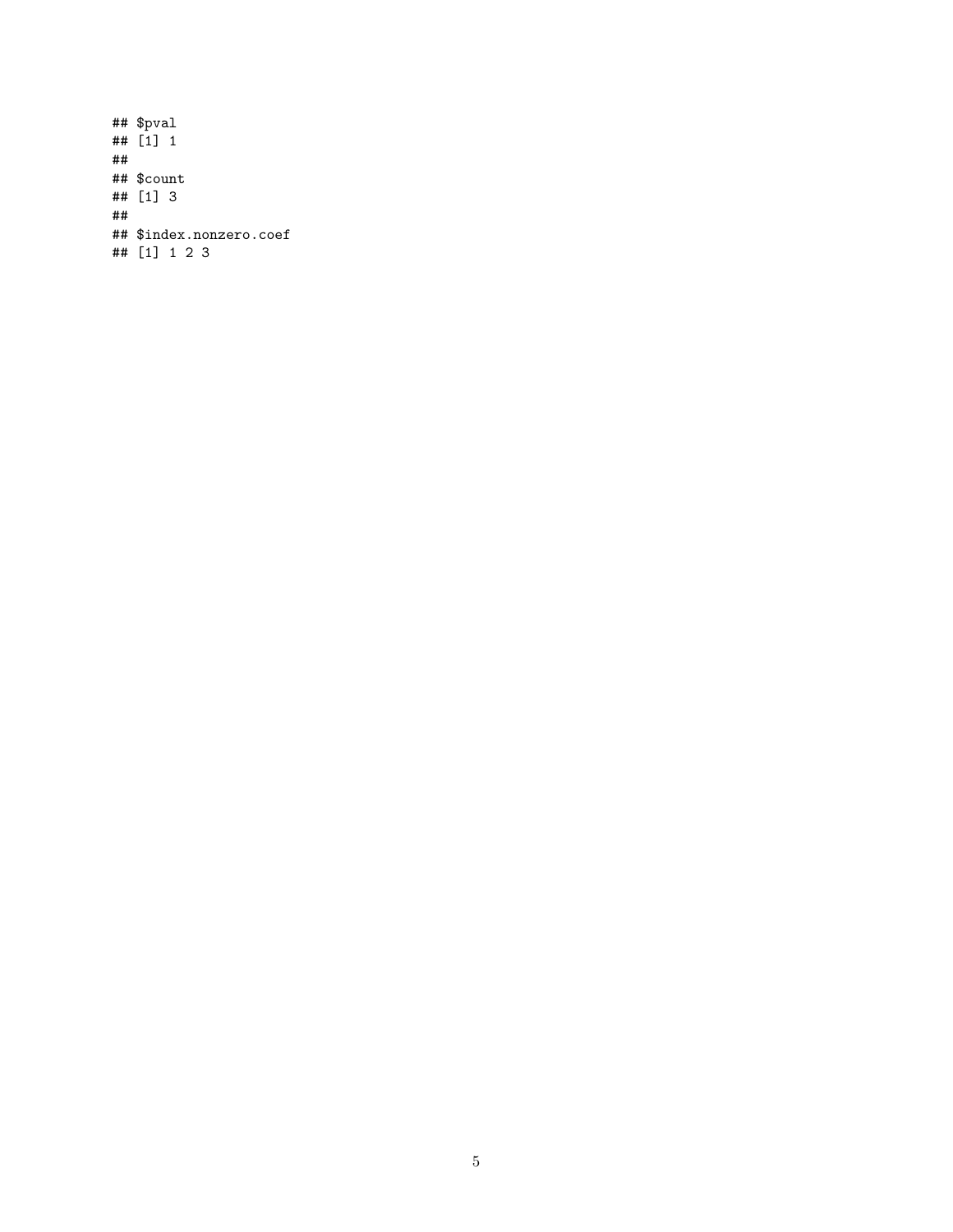```
## $pval
## [1] 1
##
## $count
## [1] 3
##
## $index.nonzero.coef
## [1] 1 2 3
```